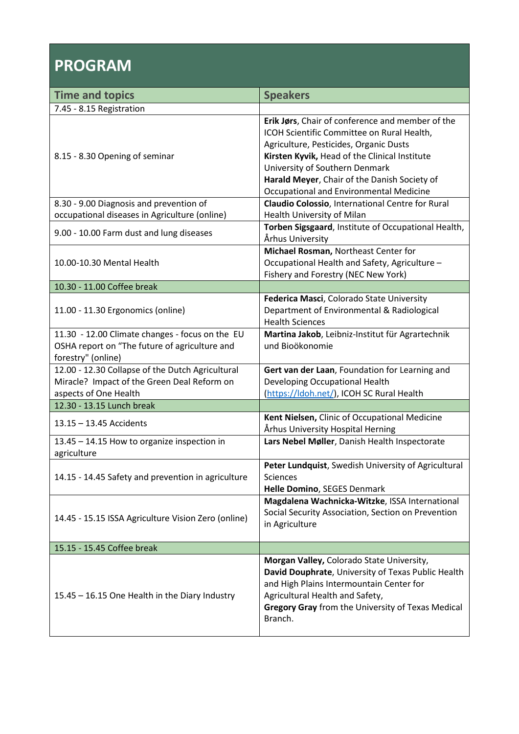# PROGRAM

| Time and topics | Speakers |
|---|---|
| 7.45 - 8.15 Registration | |
| 8.15 - 8.30 Opening of seminar | **Erik Jørs**, Chair of conference and member of the ICOH Scientific Committee on Rural Health, Agriculture, Pesticides, Organic Dusts<br>**Kirsten Kyvik,** Head of the Clinical Institute University of Southern Denmark<br>**Harald Meyer**, Chair of the Danish Society of Occupational and Environmental Medicine |
| 8.30 - 9.00 Diagnosis and prevention of occupational diseases in Agriculture (online) | **Claudio Colossio**, International Centre for Rural Health University of Milan |
| 9.00 - 10.00 Farm dust and lung diseases | **Torben Sigsgaard**, Institute of Occupational Health, Århus University |
| 10.00-10.30 Mental Health | **Michael Rosman,** Northeast Center for Occupational Health and Safety, Agriculture – Fishery and Forestry (NEC New York) |
| 10.30 - 11.00 Coffee break | |
| 11.00 - 11.30 Ergonomics (online) | **Federica Masci**, Colorado State University Department of Environmental & Radiological Health Sciences |
| 11.30 - 12.00 Climate changes - focus on the EU OSHA report on "The future of agriculture and forestry" (online) | **Martina Jakob**, Leibniz-Institut für Agrartechnik und Bioökonomie |
| 12.00 - 12.30 Collapse of the Dutch Agricultural Miracle? Impact of the Green Deal Reform on aspects of One Health | **Gert van der Laan**, Foundation for Learning and Developing Occupational Health (https://ldoh.net/), ICOH SC Rural Health |
| 12.30 - 13.15 Lunch break | |
| 13.15 – 13.45 Accidents | **Kent Nielsen,** Clinic of Occupational Medicine Århus University Hospital Herning |
| 13.45 – 14.15 How to organize inspection in agriculture | **Lars Nebel Møller**, Danish Health Inspectorate |
| 14.15 - 14.45 Safety and prevention in agriculture | **Peter Lundquist**, Swedish University of Agricultural Sciences<br>**Helle Domino**, SEGES Denmark |
| 14.45 - 15.15 ISSA Agriculture Vision Zero (online) | **Magdalena Wachnicka-Witzke**, ISSA International Social Security Association, Section on Prevention in Agriculture |
| 15.15 - 15.45 Coffee break | |
| 15.45 – 16.15 One Health in the Diary Industry | **Morgan Valley,** Colorado State University,<br>**David Douphrate**, University of Texas Public Health and High Plains Intermountain Center for Agricultural Health and Safety,<br>**Gregory Gray** from the University of Texas Medical Branch. |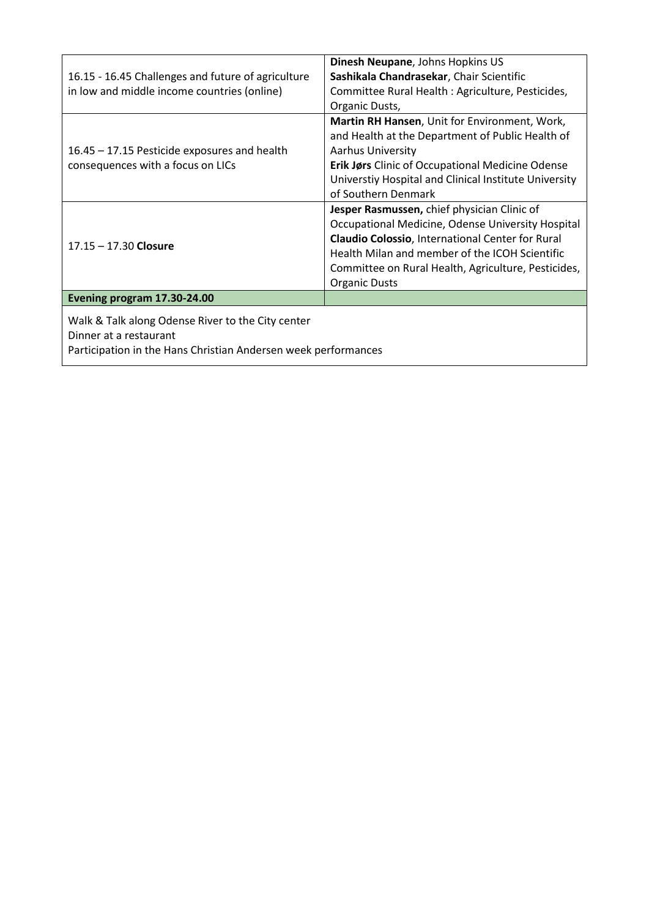| | |
|---|---|
| 16.15 - 16.45 Challenges and future of agriculture in low and middle income countries (online) | **Dinesh Neupane**, Johns Hopkins US<br>**Sashikala Chandrasekar**, Chair Scientific Committee Rural Health : Agriculture, Pesticides, Organic Dusts, |
| 16.45 – 17.15 Pesticide exposures and health consequences with a focus on LICs | **Martin RH Hansen**, Unit for Environment, Work, and Health at the Department of Public Health of Aarhus University<br>**Erik Jørs** Clinic of Occupational Medicine Odense Universtiy Hospital and Clinical Institute University of Southern Denmark |
| 17.15 – 17.30 **Closure** | **Jesper Rasmussen,** chief physician Clinic of Occupational Medicine, Odense University Hospital<br>**Claudio Colossio**, International Center for Rural Health Milan and member of the ICOH Scientific Committee on Rural Health, Agriculture, Pesticides, Organic Dusts |
| **Evening program 17.30-24.00** | |

Walk & Talk along Odense River to the City center
Dinner at a restaurant
Participation in the Hans Christian Andersen week performances